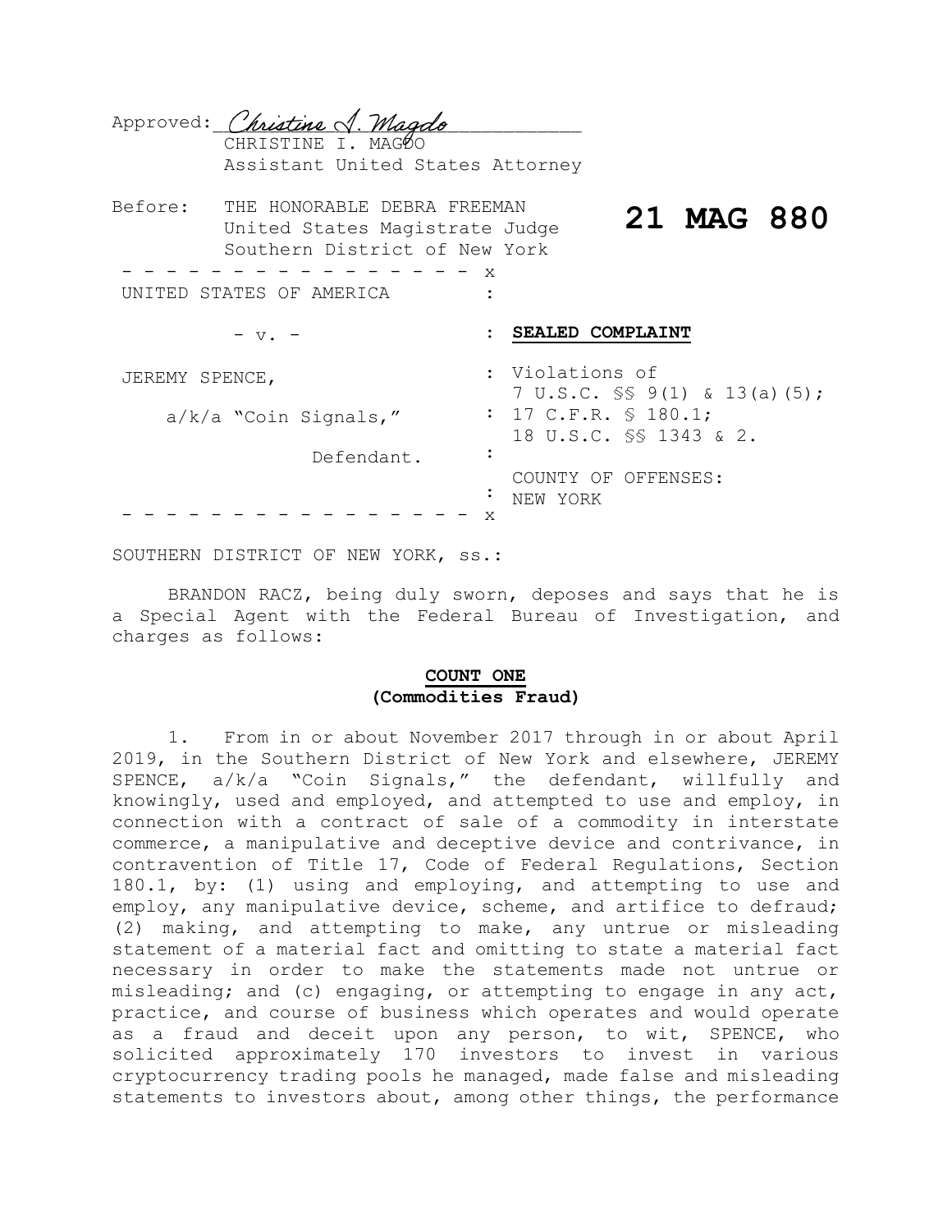Approved: *Christine I. Magdo*
CHRISTINE I. MAGDO
Assistant United States Attorney

Before: THE HONORABLE DEBRA FREEMAN
United States Magistrate Judge
Southern District of New York

**21 MAG 880**

- - - - - - - - - - - - - - - - - x

| | |
|---|---|
| UNITED STATES OF AMERICA | : |
| - v. - | : **SEALED COMPLAINT** |
| JEREMY SPENCE, | : Violations of 7 U.S.C. §§ 9(1) & 13(a)(5); |
| a/k/a "Coin Signals," | : 17 C.F.R. § 180.1; 18 U.S.C. §§ 1343 & 2. |
| Defendant. | : |
| | : COUNTY OF OFFENSES: NEW YORK |

- - - - - - - - - - - - - - - - - x

SOUTHERN DISTRICT OF NEW YORK, ss.:

BRANDON RACZ, being duly sworn, deposes and says that he is a Special Agent with the Federal Bureau of Investigation, and charges as follows:

**COUNT ONE**
**(Commodities Fraud)**

1. From in or about November 2017 through in or about April 2019, in the Southern District of New York and elsewhere, JEREMY SPENCE, a/k/a "Coin Signals," the defendant, willfully and knowingly, used and employed, and attempted to use and employ, in connection with a contract of sale of a commodity in interstate commerce, a manipulative and deceptive device and contrivance, in contravention of Title 17, Code of Federal Regulations, Section 180.1, by: (1) using and employing, and attempting to use and employ, any manipulative device, scheme, and artifice to defraud; (2) making, and attempting to make, any untrue or misleading statement of a material fact and omitting to state a material fact necessary in order to make the statements made not untrue or misleading; and (c) engaging, or attempting to engage in any act, practice, and course of business which operates and would operate as a fraud and deceit upon any person, to wit, SPENCE, who solicited approximately 170 investors to invest in various cryptocurrency trading pools he managed, made false and misleading statements to investors about, among other things, the performance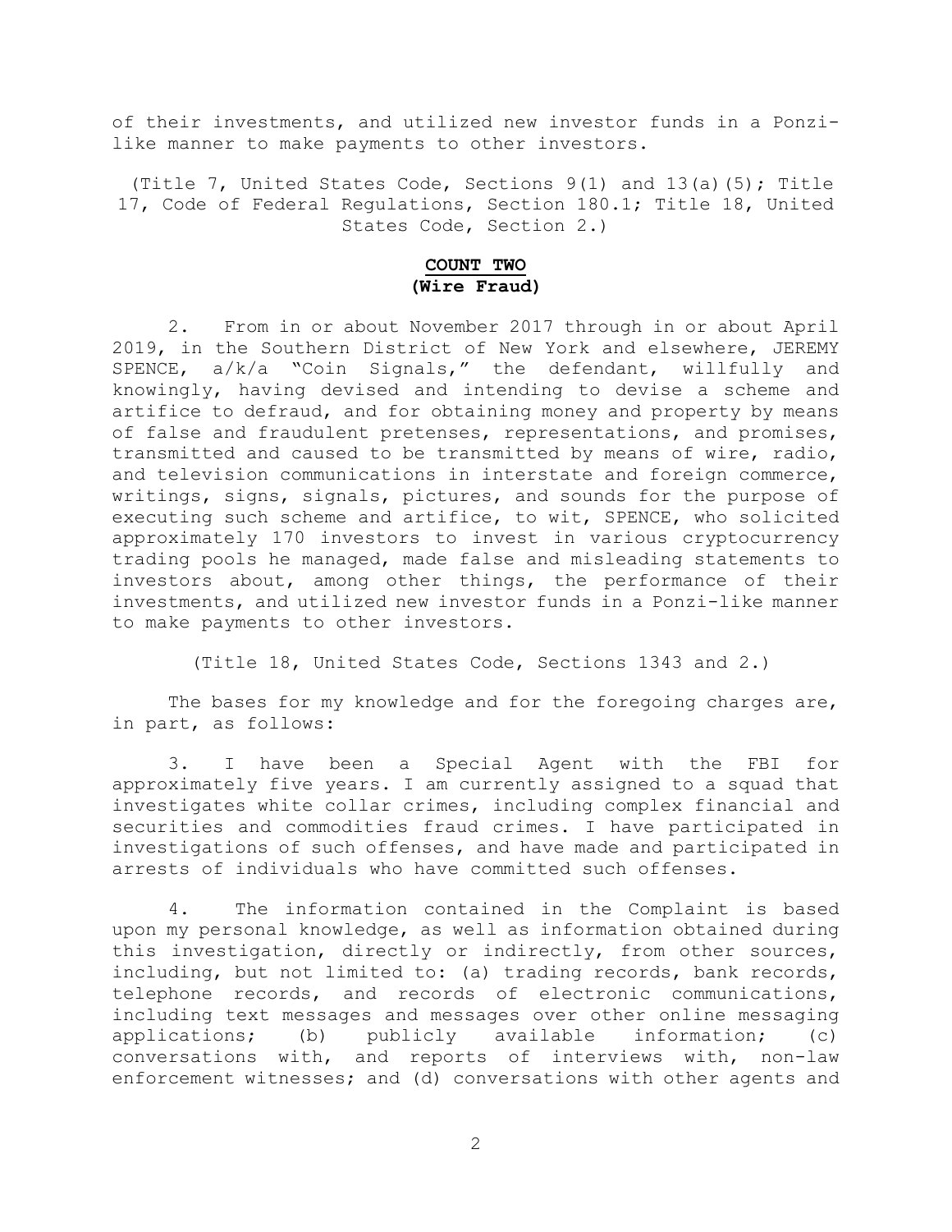of their investments, and utilized new investor funds in a Ponzi-like manner to make payments to other investors.

(Title 7, United States Code, Sections 9(1) and 13(a)(5); Title 17, Code of Federal Regulations, Section 180.1; Title 18, United States Code, Section 2.)

**COUNT TWO**
**(Wire Fraud)**

2. From in or about November 2017 through in or about April 2019, in the Southern District of New York and elsewhere, JEREMY SPENCE, a/k/a "Coin Signals," the defendant, willfully and knowingly, having devised and intending to devise a scheme and artifice to defraud, and for obtaining money and property by means of false and fraudulent pretenses, representations, and promises, transmitted and caused to be transmitted by means of wire, radio, and television communications in interstate and foreign commerce, writings, signs, signals, pictures, and sounds for the purpose of executing such scheme and artifice, to wit, SPENCE, who solicited approximately 170 investors to invest in various cryptocurrency trading pools he managed, made false and misleading statements to investors about, among other things, the performance of their investments, and utilized new investor funds in a Ponzi-like manner to make payments to other investors.

(Title 18, United States Code, Sections 1343 and 2.)

The bases for my knowledge and for the foregoing charges are, in part, as follows:

3. I have been a Special Agent with the FBI for approximately five years. I am currently assigned to a squad that investigates white collar crimes, including complex financial and securities and commodities fraud crimes. I have participated in investigations of such offenses, and have made and participated in arrests of individuals who have committed such offenses.

4. The information contained in the Complaint is based upon my personal knowledge, as well as information obtained during this investigation, directly or indirectly, from other sources, including, but not limited to: (a) trading records, bank records, telephone records, and records of electronic communications, including text messages and messages over other online messaging applications; (b) publicly available information; (c) conversations with, and reports of interviews with, non-law enforcement witnesses; and (d) conversations with other agents and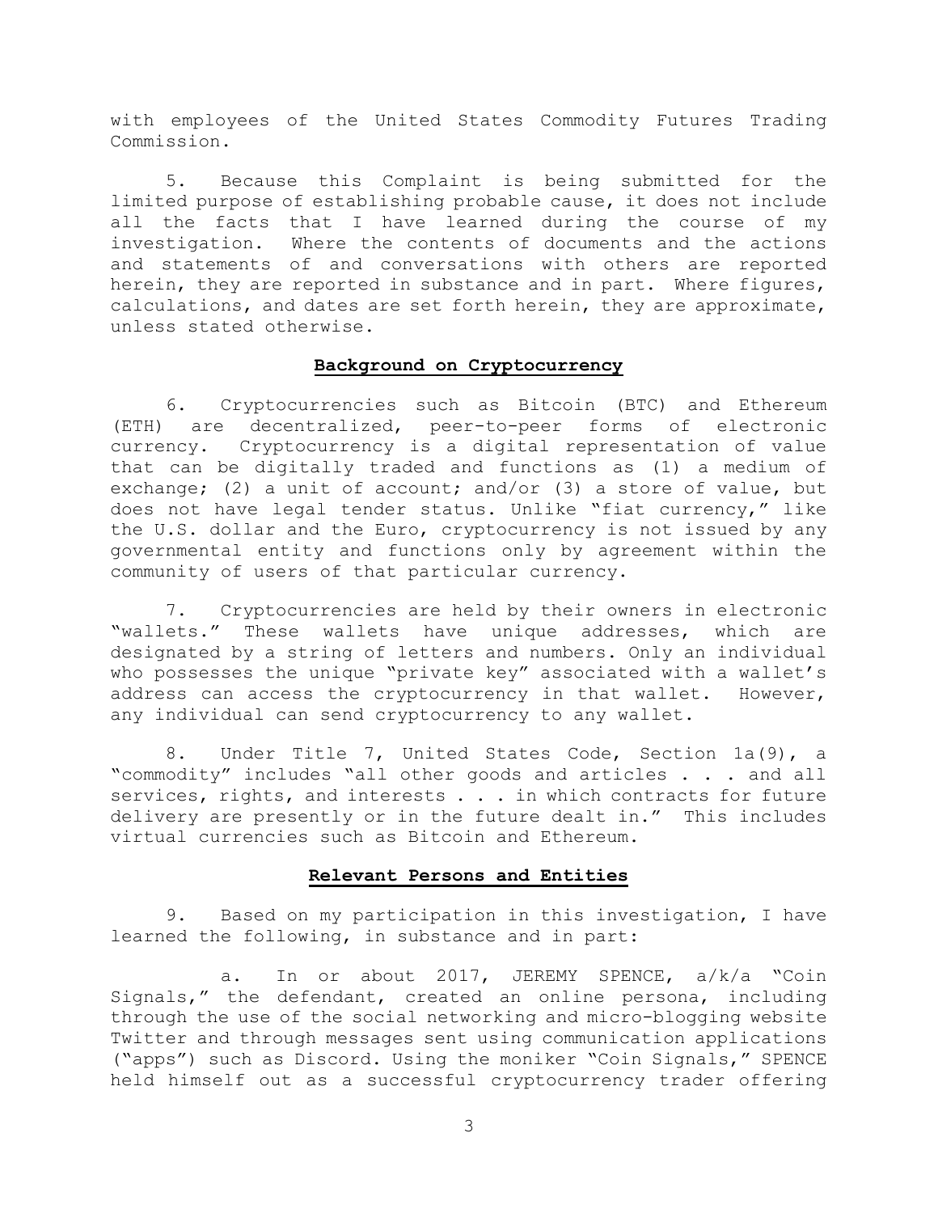with employees of the United States Commodity Futures Trading Commission.

5. Because this Complaint is being submitted for the limited purpose of establishing probable cause, it does not include all the facts that I have learned during the course of my investigation. Where the contents of documents and the actions and statements of and conversations with others are reported herein, they are reported in substance and in part. Where figures, calculations, and dates are set forth herein, they are approximate, unless stated otherwise.

## Background on Cryptocurrency

6. Cryptocurrencies such as Bitcoin (BTC) and Ethereum (ETH) are decentralized, peer-to-peer forms of electronic currency. Cryptocurrency is a digital representation of value that can be digitally traded and functions as (1) a medium of exchange; (2) a unit of account; and/or (3) a store of value, but does not have legal tender status. Unlike "fiat currency," like the U.S. dollar and the Euro, cryptocurrency is not issued by any governmental entity and functions only by agreement within the community of users of that particular currency.

7. Cryptocurrencies are held by their owners in electronic "wallets." These wallets have unique addresses, which are designated by a string of letters and numbers. Only an individual who possesses the unique "private key" associated with a wallet's address can access the cryptocurrency in that wallet. However, any individual can send cryptocurrency to any wallet.

8. Under Title 7, United States Code, Section 1a(9), a "commodity" includes "all other goods and articles . . . and all services, rights, and interests . . . in which contracts for future delivery are presently or in the future dealt in." This includes virtual currencies such as Bitcoin and Ethereum.

## Relevant Persons and Entities

9. Based on my participation in this investigation, I have learned the following, in substance and in part:

a. In or about 2017, JEREMY SPENCE, a/k/a "Coin Signals," the defendant, created an online persona, including through the use of the social networking and micro-blogging website Twitter and through messages sent using communication applications ("apps") such as Discord. Using the moniker "Coin Signals," SPENCE held himself out as a successful cryptocurrency trader offering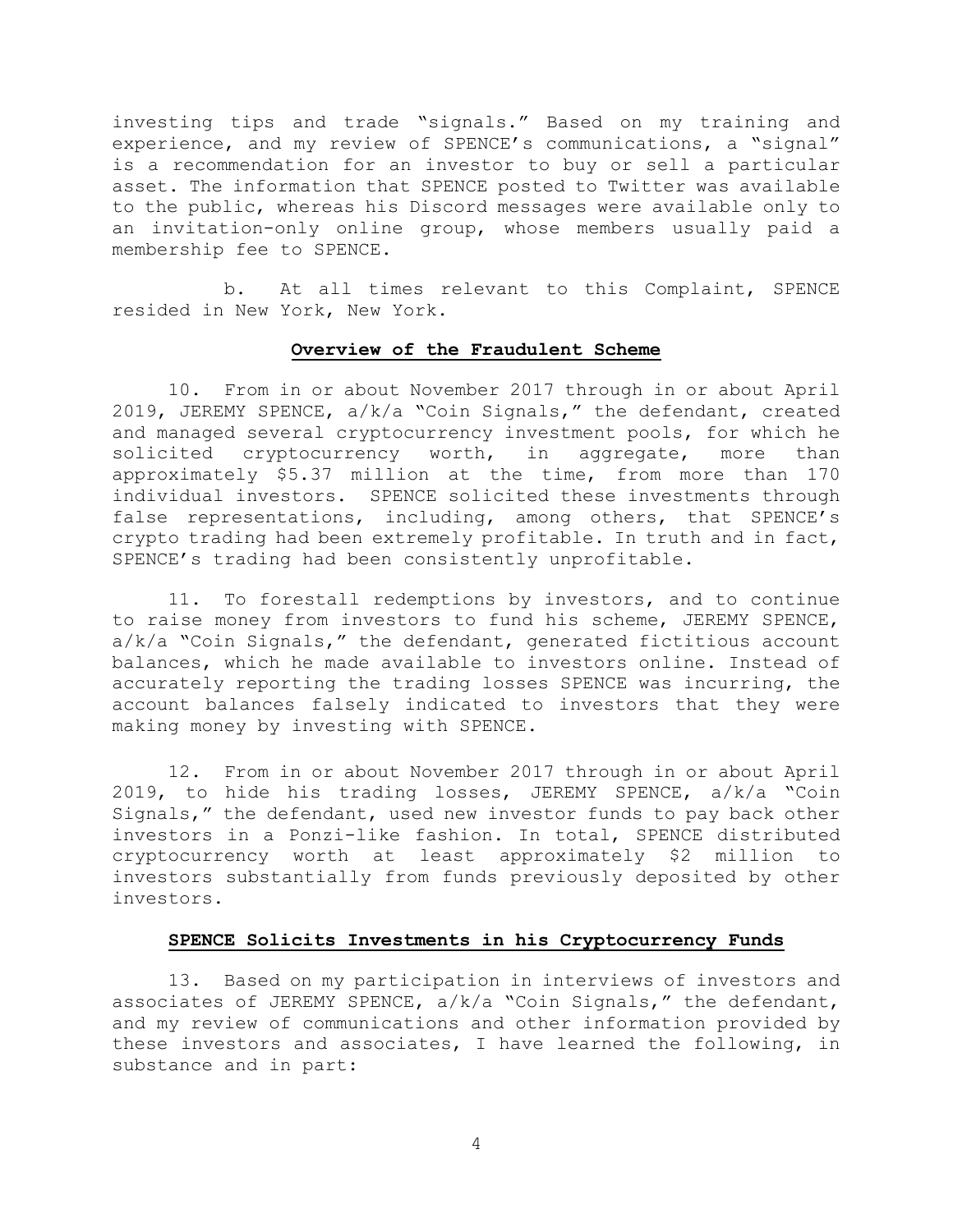investing tips and trade "signals." Based on my training and experience, and my review of SPENCE's communications, a "signal" is a recommendation for an investor to buy or sell a particular asset. The information that SPENCE posted to Twitter was available to the public, whereas his Discord messages were available only to an invitation-only online group, whose members usually paid a membership fee to SPENCE.

b. At all times relevant to this Complaint, SPENCE resided in New York, New York.

**Overview of the Fraudulent Scheme**

10. From in or about November 2017 through in or about April 2019, JEREMY SPENCE, a/k/a "Coin Signals," the defendant, created and managed several cryptocurrency investment pools, for which he solicited cryptocurrency worth, in aggregate, more than approximately $5.37 million at the time, from more than 170 individual investors. SPENCE solicited these investments through false representations, including, among others, that SPENCE's crypto trading had been extremely profitable. In truth and in fact, SPENCE's trading had been consistently unprofitable.

11. To forestall redemptions by investors, and to continue to raise money from investors to fund his scheme, JEREMY SPENCE, a/k/a "Coin Signals," the defendant, generated fictitious account balances, which he made available to investors online. Instead of accurately reporting the trading losses SPENCE was incurring, the account balances falsely indicated to investors that they were making money by investing with SPENCE.

12. From in or about November 2017 through in or about April 2019, to hide his trading losses, JEREMY SPENCE, a/k/a "Coin Signals," the defendant, used new investor funds to pay back other investors in a Ponzi-like fashion. In total, SPENCE distributed cryptocurrency worth at least approximately $2 million to investors substantially from funds previously deposited by other investors.

**SPENCE Solicits Investments in his Cryptocurrency Funds**

13. Based on my participation in interviews of investors and associates of JEREMY SPENCE, a/k/a "Coin Signals," the defendant, and my review of communications and other information provided by these investors and associates, I have learned the following, in substance and in part: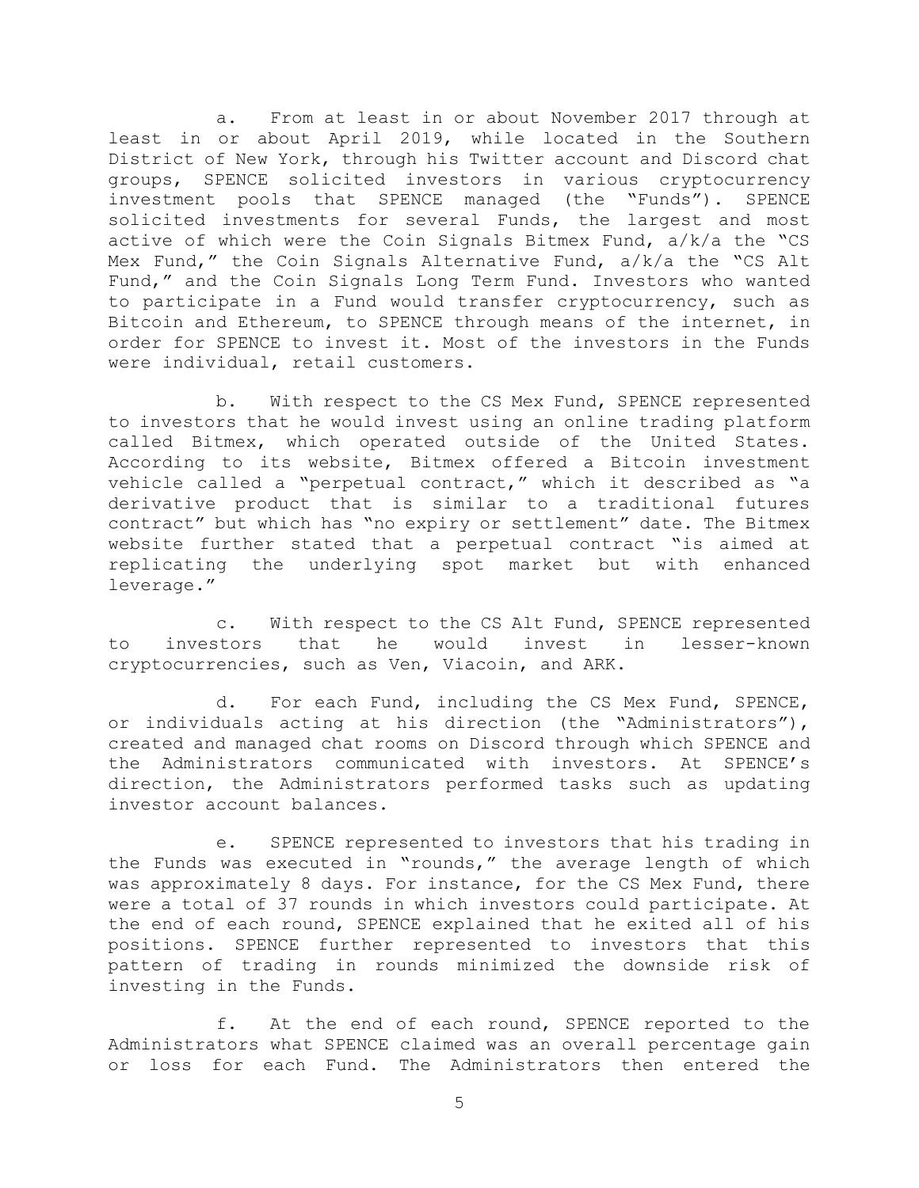a. From at least in or about November 2017 through at least in or about April 2019, while located in the Southern District of New York, through his Twitter account and Discord chat groups, SPENCE solicited investors in various cryptocurrency investment pools that SPENCE managed (the "Funds"). SPENCE solicited investments for several Funds, the largest and most active of which were the Coin Signals Bitmex Fund, a/k/a the "CS Mex Fund," the Coin Signals Alternative Fund, a/k/a the "CS Alt Fund," and the Coin Signals Long Term Fund. Investors who wanted to participate in a Fund would transfer cryptocurrency, such as Bitcoin and Ethereum, to SPENCE through means of the internet, in order for SPENCE to invest it. Most of the investors in the Funds were individual, retail customers.

b. With respect to the CS Mex Fund, SPENCE represented to investors that he would invest using an online trading platform called Bitmex, which operated outside of the United States. According to its website, Bitmex offered a Bitcoin investment vehicle called a "perpetual contract," which it described as "a derivative product that is similar to a traditional futures contract" but which has "no expiry or settlement" date. The Bitmex website further stated that a perpetual contract "is aimed at replicating the underlying spot market but with enhanced leverage."

c. With respect to the CS Alt Fund, SPENCE represented to investors that he would invest in lesser-known cryptocurrencies, such as Ven, Viacoin, and ARK.

d. For each Fund, including the CS Mex Fund, SPENCE, or individuals acting at his direction (the "Administrators"), created and managed chat rooms on Discord through which SPENCE and the Administrators communicated with investors. At SPENCE's direction, the Administrators performed tasks such as updating investor account balances.

e. SPENCE represented to investors that his trading in the Funds was executed in "rounds," the average length of which was approximately 8 days. For instance, for the CS Mex Fund, there were a total of 37 rounds in which investors could participate. At the end of each round, SPENCE explained that he exited all of his positions. SPENCE further represented to investors that this pattern of trading in rounds minimized the downside risk of investing in the Funds.

f. At the end of each round, SPENCE reported to the Administrators what SPENCE claimed was an overall percentage gain or loss for each Fund. The Administrators then entered the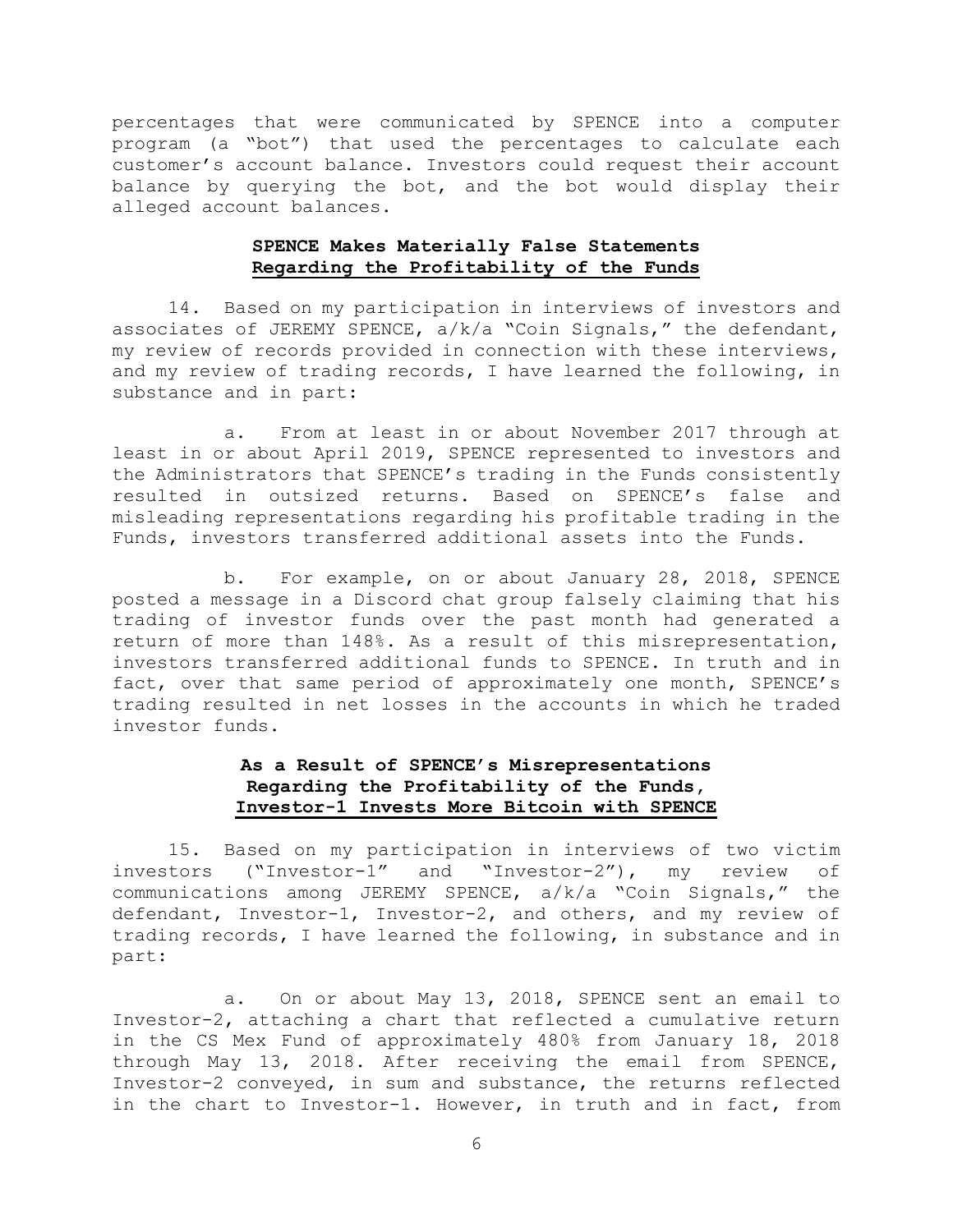percentages that were communicated by SPENCE into a computer program (a "bot") that used the percentages to calculate each customer's account balance. Investors could request their account balance by querying the bot, and the bot would display their alleged account balances.

**SPENCE Makes Materially False Statements**
**<u>Regarding the Profitability of the Funds</u>**

14. Based on my participation in interviews of investors and associates of JEREMY SPENCE, a/k/a "Coin Signals," the defendant, my review of records provided in connection with these interviews, and my review of trading records, I have learned the following, in substance and in part:

a. From at least in or about November 2017 through at least in or about April 2019, SPENCE represented to investors and the Administrators that SPENCE's trading in the Funds consistently resulted in outsized returns. Based on SPENCE's false and misleading representations regarding his profitable trading in the Funds, investors transferred additional assets into the Funds.

b. For example, on or about January 28, 2018, SPENCE posted a message in a Discord chat group falsely claiming that his trading of investor funds over the past month had generated a return of more than 148%. As a result of this misrepresentation, investors transferred additional funds to SPENCE. In truth and in fact, over that same period of approximately one month, SPENCE's trading resulted in net losses in the accounts in which he traded investor funds.

**As a Result of SPENCE's Misrepresentations**
**Regarding the Profitability of the Funds,**
**<u>Investor-1 Invests More Bitcoin with SPENCE</u>**

15. Based on my participation in interviews of two victim investors ("Investor-1" and "Investor-2"), my review of communications among JEREMY SPENCE, a/k/a "Coin Signals," the defendant, Investor-1, Investor-2, and others, and my review of trading records, I have learned the following, in substance and in part:

a. On or about May 13, 2018, SPENCE sent an email to Investor-2, attaching a chart that reflected a cumulative return in the CS Mex Fund of approximately 480% from January 18, 2018 through May 13, 2018. After receiving the email from SPENCE, Investor-2 conveyed, in sum and substance, the returns reflected in the chart to Investor-1. However, in truth and in fact, from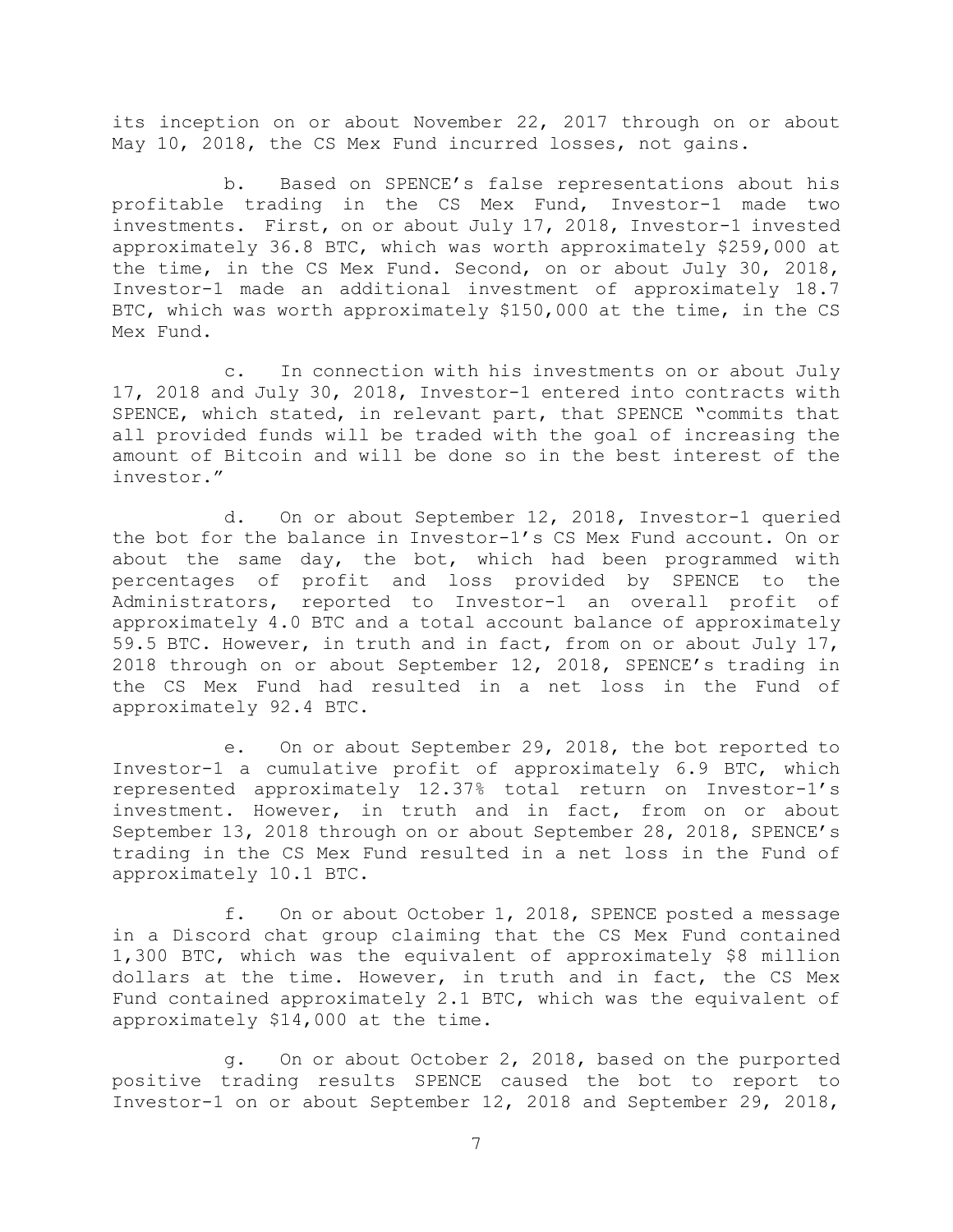its inception on or about November 22, 2017 through on or about May 10, 2018, the CS Mex Fund incurred losses, not gains.

b. Based on SPENCE's false representations about his profitable trading in the CS Mex Fund, Investor-1 made two investments. First, on or about July 17, 2018, Investor-1 invested approximately 36.8 BTC, which was worth approximately $259,000 at the time, in the CS Mex Fund. Second, on or about July 30, 2018, Investor-1 made an additional investment of approximately 18.7 BTC, which was worth approximately $150,000 at the time, in the CS Mex Fund.

c. In connection with his investments on or about July 17, 2018 and July 30, 2018, Investor-1 entered into contracts with SPENCE, which stated, in relevant part, that SPENCE "commits that all provided funds will be traded with the goal of increasing the amount of Bitcoin and will be done so in the best interest of the investor."

d. On or about September 12, 2018, Investor-1 queried the bot for the balance in Investor-1's CS Mex Fund account. On or about the same day, the bot, which had been programmed with percentages of profit and loss provided by SPENCE to the Administrators, reported to Investor-1 an overall profit of approximately 4.0 BTC and a total account balance of approximately 59.5 BTC. However, in truth and in fact, from on or about July 17, 2018 through on or about September 12, 2018, SPENCE's trading in the CS Mex Fund had resulted in a net loss in the Fund of approximately 92.4 BTC.

e. On or about September 29, 2018, the bot reported to Investor-1 a cumulative profit of approximately 6.9 BTC, which represented approximately 12.37% total return on Investor-1's investment. However, in truth and in fact, from on or about September 13, 2018 through on or about September 28, 2018, SPENCE's trading in the CS Mex Fund resulted in a net loss in the Fund of approximately 10.1 BTC.

f. On or about October 1, 2018, SPENCE posted a message in a Discord chat group claiming that the CS Mex Fund contained 1,300 BTC, which was the equivalent of approximately $8 million dollars at the time. However, in truth and in fact, the CS Mex Fund contained approximately 2.1 BTC, which was the equivalent of approximately $14,000 at the time.

g. On or about October 2, 2018, based on the purported positive trading results SPENCE caused the bot to report to Investor-1 on or about September 12, 2018 and September 29, 2018,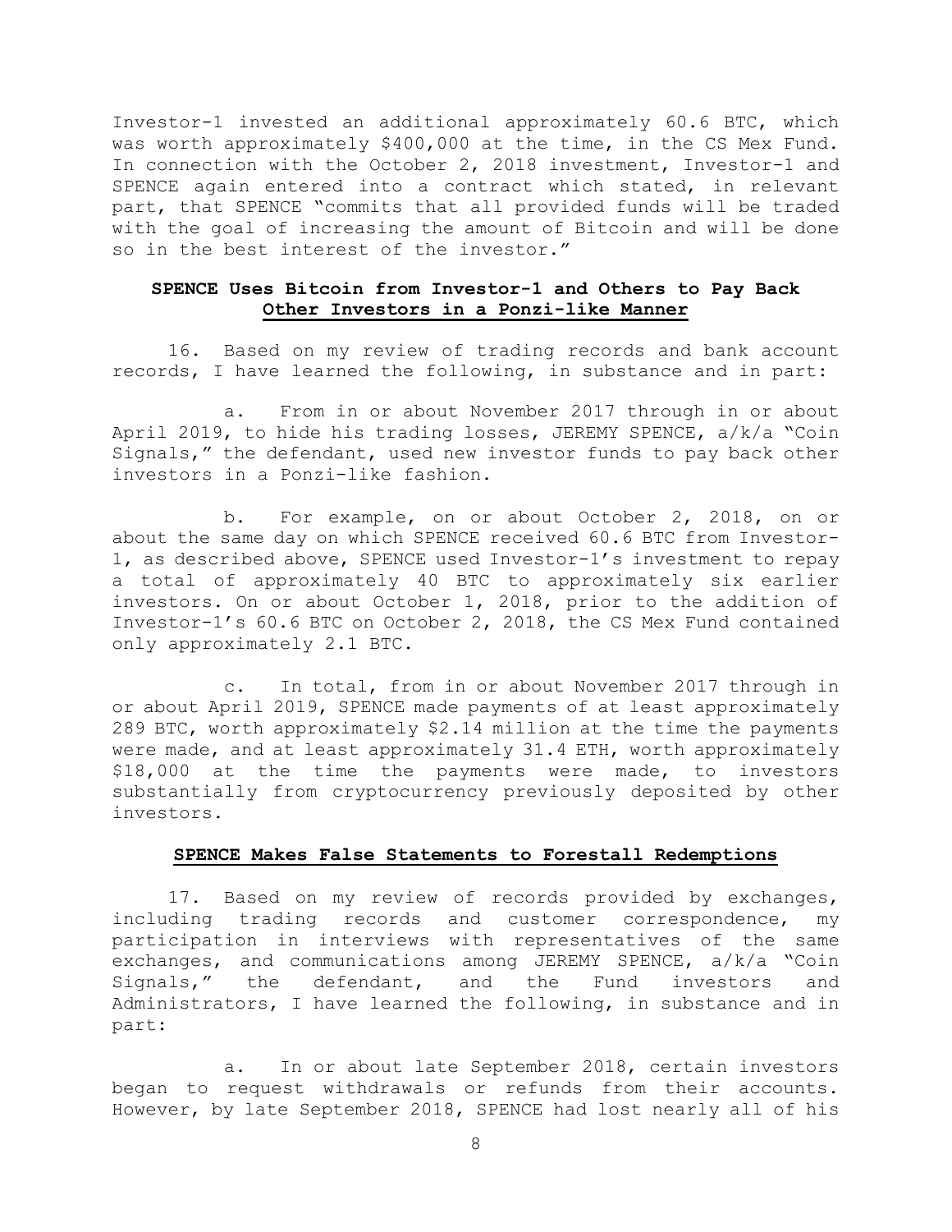Investor-1 invested an additional approximately 60.6 BTC, which was worth approximately $400,000 at the time, in the CS Mex Fund. In connection with the October 2, 2018 investment, Investor-1 and SPENCE again entered into a contract which stated, in relevant part, that SPENCE "commits that all provided funds will be traded with the goal of increasing the amount of Bitcoin and will be done so in the best interest of the investor."

**SPENCE Uses Bitcoin from Investor-1 and Others to Pay Back Other Investors in a Ponzi-like Manner**

16. Based on my review of trading records and bank account records, I have learned the following, in substance and in part:

a. From in or about November 2017 through in or about April 2019, to hide his trading losses, JEREMY SPENCE, a/k/a "Coin Signals," the defendant, used new investor funds to pay back other investors in a Ponzi-like fashion.

b. For example, on or about October 2, 2018, on or about the same day on which SPENCE received 60.6 BTC from Investor-1, as described above, SPENCE used Investor-1's investment to repay a total of approximately 40 BTC to approximately six earlier investors. On or about October 1, 2018, prior to the addition of Investor-1's 60.6 BTC on October 2, 2018, the CS Mex Fund contained only approximately 2.1 BTC.

c. In total, from in or about November 2017 through in or about April 2019, SPENCE made payments of at least approximately 289 BTC, worth approximately $2.14 million at the time the payments were made, and at least approximately 31.4 ETH, worth approximately $18,000 at the time the payments were made, to investors substantially from cryptocurrency previously deposited by other investors.

**SPENCE Makes False Statements to Forestall Redemptions**

17. Based on my review of records provided by exchanges, including trading records and customer correspondence, my participation in interviews with representatives of the same exchanges, and communications among JEREMY SPENCE, a/k/a "Coin Signals," the defendant, and the Fund investors and Administrators, I have learned the following, in substance and in part:

a. In or about late September 2018, certain investors began to request withdrawals or refunds from their accounts. However, by late September 2018, SPENCE had lost nearly all of his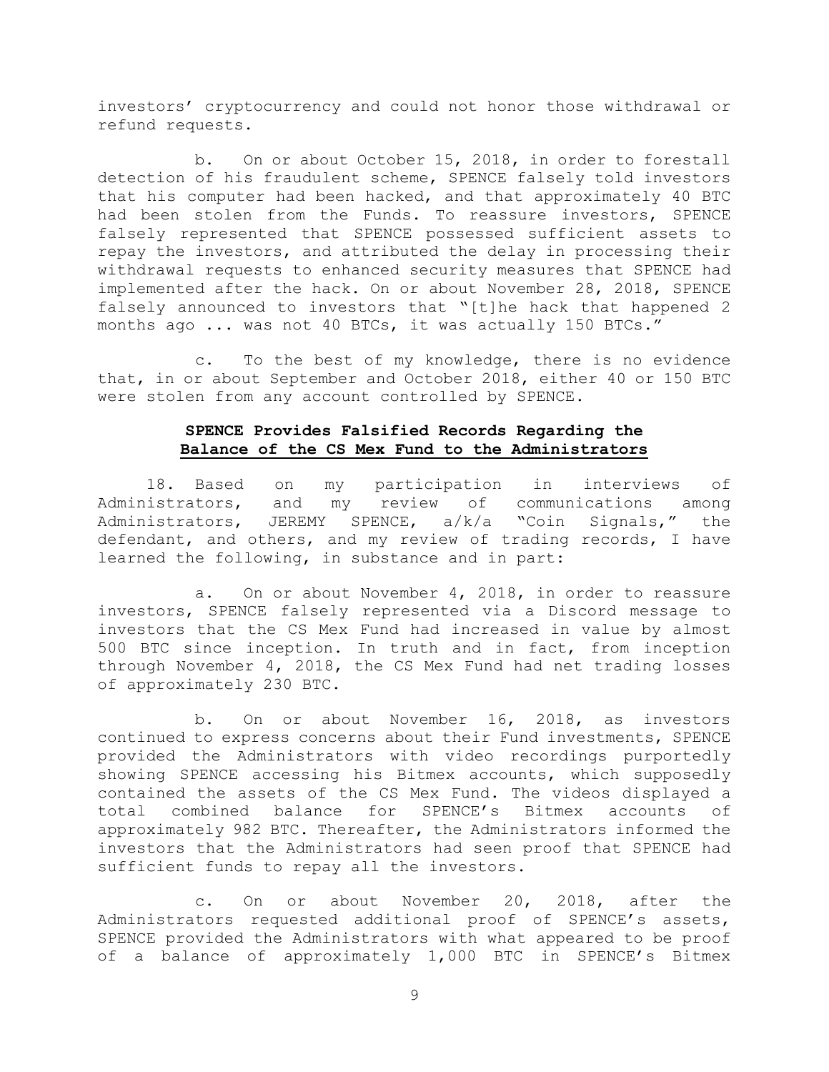investors' cryptocurrency and could not honor those withdrawal or refund requests.

b. On or about October 15, 2018, in order to forestall detection of his fraudulent scheme, SPENCE falsely told investors that his computer had been hacked, and that approximately 40 BTC had been stolen from the Funds. To reassure investors, SPENCE falsely represented that SPENCE possessed sufficient assets to repay the investors, and attributed the delay in processing their withdrawal requests to enhanced security measures that SPENCE had implemented after the hack. On or about November 28, 2018, SPENCE falsely announced to investors that "[t]he hack that happened 2 months ago ... was not 40 BTCs, it was actually 150 BTCs."

c. To the best of my knowledge, there is no evidence that, in or about September and October 2018, either 40 or 150 BTC were stolen from any account controlled by SPENCE.

**SPENCE Provides Falsified Records Regarding the Balance of the CS Mex Fund to the Administrators**

18. Based on my participation in interviews of Administrators, and my review of communications among Administrators, JEREMY SPENCE, a/k/a "Coin Signals," the defendant, and others, and my review of trading records, I have learned the following, in substance and in part:

a. On or about November 4, 2018, in order to reassure investors, SPENCE falsely represented via a Discord message to investors that the CS Mex Fund had increased in value by almost 500 BTC since inception. In truth and in fact, from inception through November 4, 2018, the CS Mex Fund had net trading losses of approximately 230 BTC.

b. On or about November 16, 2018, as investors continued to express concerns about their Fund investments, SPENCE provided the Administrators with video recordings purportedly showing SPENCE accessing his Bitmex accounts, which supposedly contained the assets of the CS Mex Fund. The videos displayed a total combined balance for SPENCE's Bitmex accounts of approximately 982 BTC. Thereafter, the Administrators informed the investors that the Administrators had seen proof that SPENCE had sufficient funds to repay all the investors.

c. On or about November 20, 2018, after the Administrators requested additional proof of SPENCE's assets, SPENCE provided the Administrators with what appeared to be proof of a balance of approximately 1,000 BTC in SPENCE's Bitmex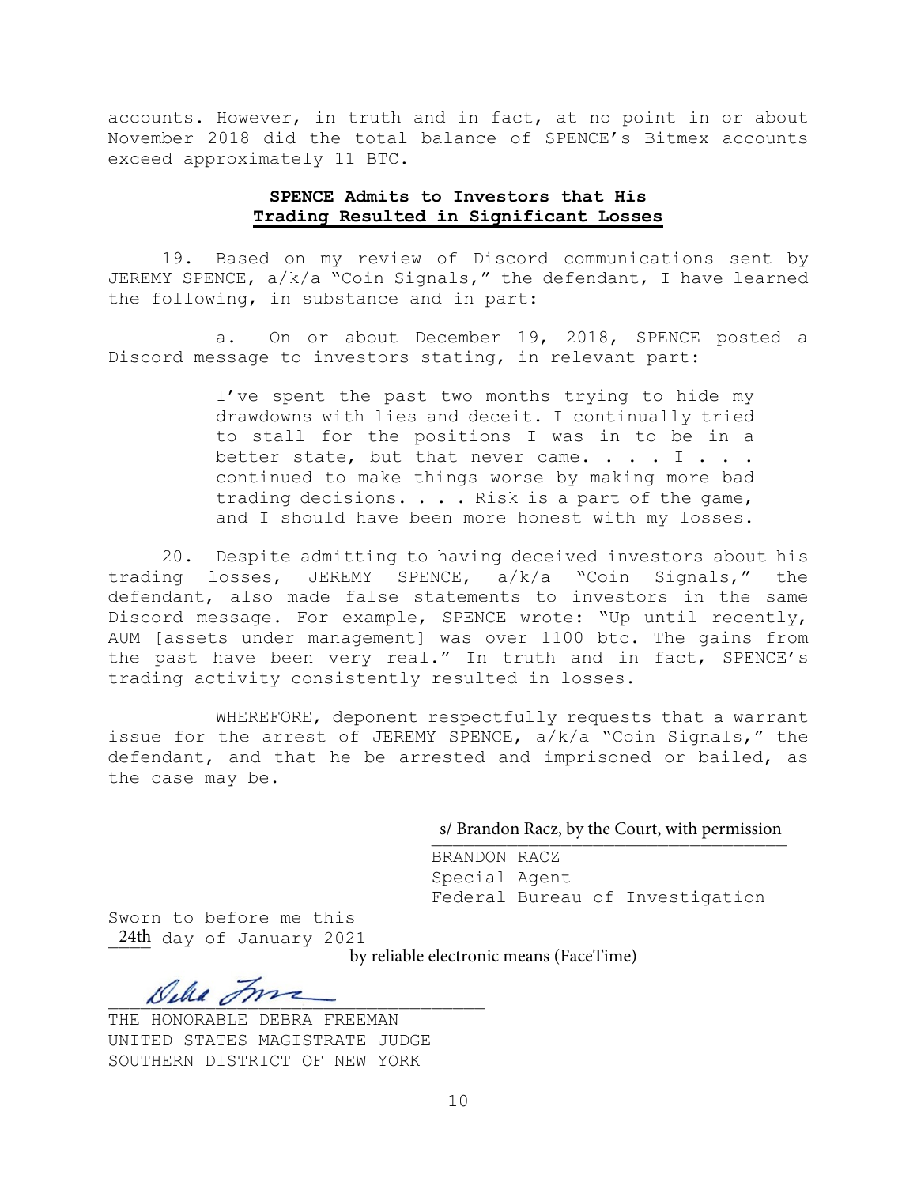accounts. However, in truth and in fact, at no point in or about November 2018 did the total balance of SPENCE's Bitmex accounts exceed approximately 11 BTC.

**SPENCE Admits to Investors that His**
**Trading Resulted in Significant Losses**

19. Based on my review of Discord communications sent by JEREMY SPENCE, a/k/a "Coin Signals," the defendant, I have learned the following, in substance and in part:

a. On or about December 19, 2018, SPENCE posted a Discord message to investors stating, in relevant part:

> I've spent the past two months trying to hide my drawdowns with lies and deceit. I continually tried to stall for the positions I was in to be in a better state, but that never came. . . . I . . . continued to make things worse by making more bad trading decisions. . . . Risk is a part of the game, and I should have been more honest with my losses.

20. Despite admitting to having deceived investors about his trading losses, JEREMY SPENCE, a/k/a "Coin Signals," the defendant, also made false statements to investors in the same Discord message. For example, SPENCE wrote: "Up until recently, AUM [assets under management] was over 1100 btc. The gains from the past have been very real." In truth and in fact, SPENCE's trading activity consistently resulted in losses.

WHEREFORE, deponent respectfully requests that a warrant issue for the arrest of JEREMY SPENCE, a/k/a "Coin Signals," the defendant, and that he be arrested and imprisoned or bailed, as the case may be.

s/ Brandon Racz, by the Court, with permission
BRANDON RACZ
Special Agent
Federal Bureau of Investigation

Sworn to before me this
24th day of January 2021
by reliable electronic means (FaceTime)

THE HONORABLE DEBRA FREEMAN
UNITED STATES MAGISTRATE JUDGE
SOUTHERN DISTRICT OF NEW YORK